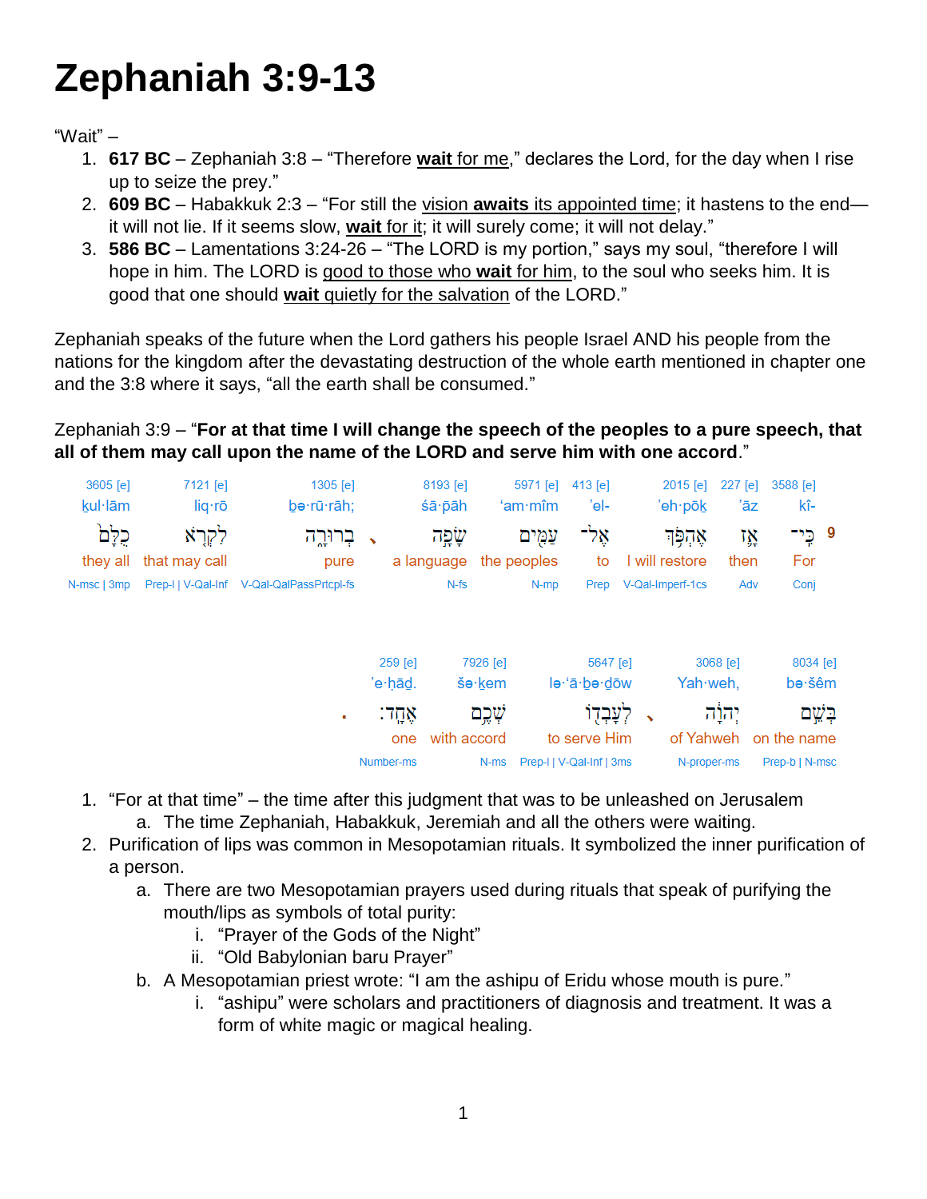# Zephaniah 3:9-13

"Wait" –

1. **617 BC** – Zephaniah 3:8 – "Therefore **wait** for me," declares the Lord, for the day when I rise up to seize the prey."
2. **609 BC** – Habakkuk 2:3 – "For still the vision **awaits** its appointed time; it hastens to the end—it will not lie. If it seems slow, **wait** for it; it will surely come; it will not delay."
3. **586 BC** – Lamentations 3:24-26 – "The LORD is my portion," says my soul, "therefore I will hope in him. The LORD is good to those who **wait** for him, to the soul who seeks him. It is good that one should **wait** quietly for the salvation of the LORD."

Zephaniah speaks of the future when the Lord gathers his people Israel AND his people from the nations for the kingdom after the devastating destruction of the whole earth mentioned in chapter one and the 3:8 where it says, "all the earth shall be consumed."

Zephaniah 3:9 – "**For at that time I will change the speech of the peoples to a pure speech, that all of them may call upon the name of the LORD and serve him with one accord**."

| 3605 | 7121 | 1305 | 8193 | 5971 | 413 | 2015 | 227 | 3588 |
|---|---|---|---|---|---|---|---|---|
| ḵul·lām | liq·rō | ḇə·rū·rāh; | śā·p̄āh | 'am·mîm | 'el- | 'eh·pōḵ | 'āz | kî- |
| כֻלָּם | לִקְרֹא | בְרוּרָה ، | שָׂפָה | עַמִּים | אֶל־ | אֶהְפֹּךְ | אָז | כִּי־ 9 |
| they all | that may call | pure | a language | the peoples | to | I will restore | then | For |
| N-msc \| 3mp | Prep-l \| V-Qal-Inf | V-Qal-QalPassPrtcpl-fs | N-fs | N-mp | Prep | V-Qal-Imperf-1cs | Adv | Conj |

| 259 | 7926 | 5647 | 3068 | 8034 |
|---|---|---|---|---|
| 'e·ḥāḏ. | še·ḵem | lə·'ā·ḇə·ḏōw | Yah·weh, | bə·šêm |
| אֶחָד׃ | שְׁכֶם | לְעָבְדוֹ ، | יְהוָה | בְּשֵׁם |
| one | with accord | to serve Him | of Yahweh | on the name |
| Number-ms | N-ms | Prep-l \| V-Qal-Inf \| 3ms | N-proper-ms | Prep-b \| N-msc |

1. "For at that time" – the time after this judgment that was to be unleashed on Jerusalem
   a. The time Zephaniah, Habakkuk, Jeremiah and all the others were waiting.
2. Purification of lips was common in Mesopotamian rituals. It symbolized the inner purification of a person.
   a. There are two Mesopotamian prayers used during rituals that speak of purifying the mouth/lips as symbols of total purity:
      i. "Prayer of the Gods of the Night"
      ii. "Old Babylonian baru Prayer"
   b. A Mesopotamian priest wrote: "I am the ashipu of Eridu whose mouth is pure."
      i. "ashipu" were scholars and practitioners of diagnosis and treatment. It was a form of white magic or magical healing.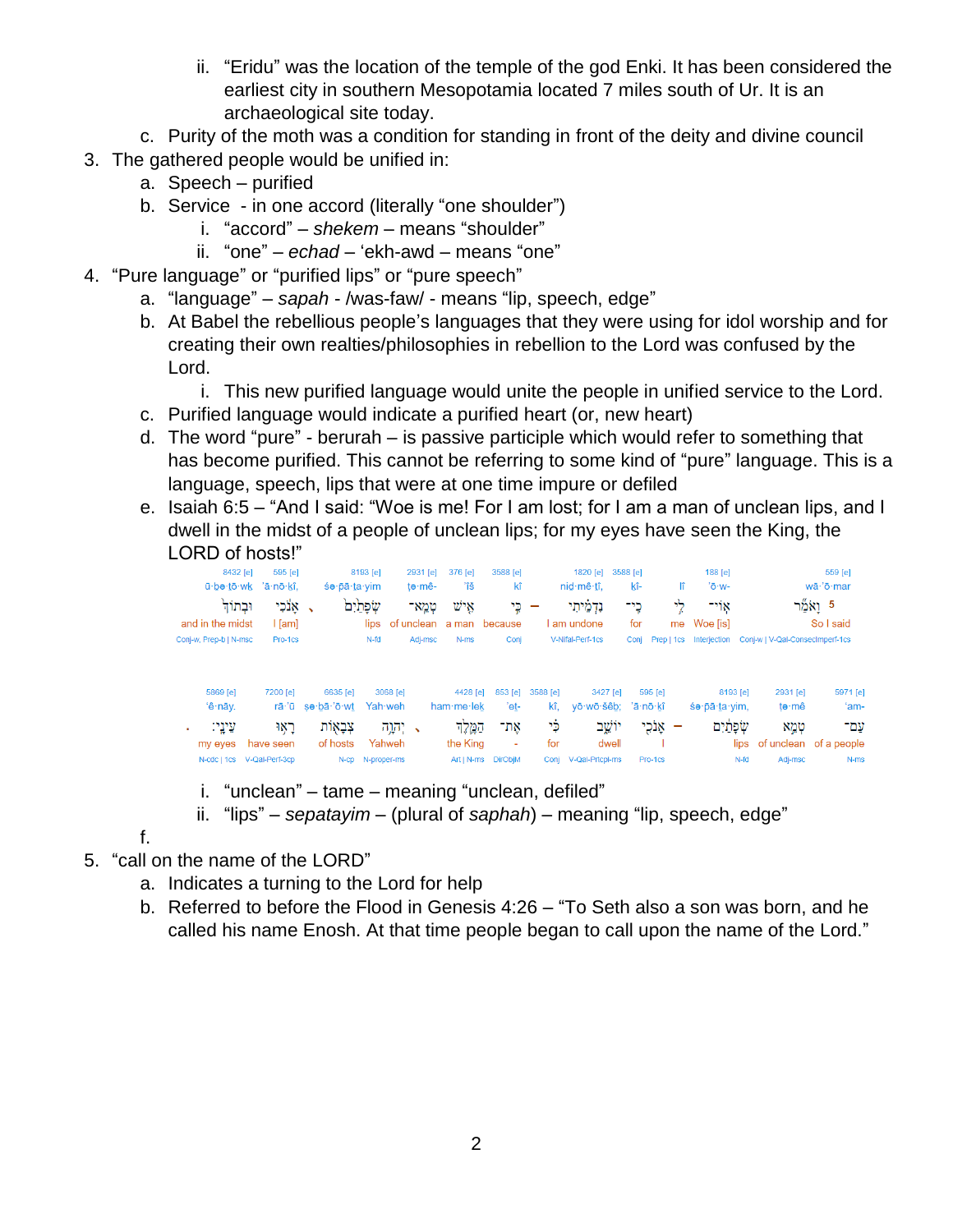ii. "Eridu" was the location of the temple of the god Enki. It has been considered the earliest city in southern Mesopotamia located 7 miles south of Ur. It is an archaeological site today.

c. Purity of the moth was a condition for standing in front of the deity and divine council

3. The gathered people would be unified in:
   a. Speech – purified
   b. Service - in one accord (literally "one shoulder")
      i. "accord" – *shekem* – means "shoulder"
      ii. "one" – *echad* – 'ekh-awd – means "one"
4. "Pure language" or "purified lips" or "pure speech"
   a. "language" – *sapah* - /was-faw/ - means "lip, speech, edge"
   b. At Babel the rebellious people's languages that they were using for idol worship and for creating their own realties/philosophies in rebellion to the Lord was confused by the Lord.
      i. This new purified language would unite the people in unified service to the Lord.
   c. Purified language would indicate a purified heart (or, new heart)
   d. The word "pure" - berurah – is passive participle which would refer to something that has become purified. This cannot be referring to some kind of "pure" language. This is a language, speech, lips that were at one time impure or defiled
   e. Isaiah 6:5 – "And I said: "Woe is me! For I am lost; for I am a man of unclean lips, and I dwell in the midst of a people of unclean lips; for my eyes have seen the King, the LORD of hosts!"

| 8432 [e] | 595 [e] | 8193 [e] | 2931 [e] | 376 [e] | 3588 [e] | 1820 [e] | 3588 [e] | | 188 [e] | 559 [e] |
|---|---|---|---|---|---|---|---|---|---|---|
| ū·ḇə·ṯō·wḵ | 'ā·nō·ḵî, | śə·p̄ā·ta·yim | ṭə·mê- | 'îš | kî | niḏ·mê·ṯî, | ḵî- | lî | 'ō·w- | wā·'ō·mar |
| וּבְתוֹךְ | אָנֹכִי ، | שְׂפָתַיִם | טְמֵא־ | אִישׁ | כִּי – | נִדְמֵיתִי | כִי־ | לִי | אוֹי־ | 5 וָאֹמַר |
| and in the midst | I [am] | lips | of unclean | a man | because | I am undone | for | me | Woe [is] | So I said |
| Conj-w, Prep-b \| N-msc | Pro-1cs | N-fd | Adj-msc | N-ms | Conj | V-Nifal-Perf-1cs | Conj | Prep \| 1cs | Interjection | Conj-w \| V-Qal-ConsecImperf-1cs |

| 5869 [e] | 7200 [e] | 6635 [e] | 3068 [e] | 4428 [e] | 853 [e] | 3588 [e] | 3427 [e] | 595 [e] | 8193 [e] | 2931 [e] | 5971 [e] |
|---|---|---|---|---|---|---|---|---|---|---|---|
| 'ê·nāy. | rā·'ū | ṣə·ḇā·'ō·wt | Yah·weh | ham·me·leḵ | 'eṯ- | kî, | yō·wō·šêḇ; | 'ā·nō·ḵî | śə·p̄ā·ta·yim, | ṭə·mê | 'am- |
| . עֵינָי׃ | רָאוּ | צְבָאוֹת | יְהוָה ، | הַמֶּלֶךְ | אֶת־ | כִּי | יוֹשֵׁב | אָנֹכִי – | שְׂפָתַיִם | טְמֵא | עַם־ |
| my eyes | have seen | of hosts | Yahweh | the King | - | for | dwell | I | lips | of unclean | of a people |
| N-cdc \| 1cs | V-Qal-Perf-3cp | N-cp | N-proper-ms | Art \| N-ms | DirObjM | Conj | V-Qal-Prtcpl-ms | Pro-1cs | N-fd | Adj-msc | N-ms |

      i. "unclean" – tame – meaning "unclean, defiled"
      ii. "lips" – *sepatayim* – (plural of *saphah*) – meaning "lip, speech, edge"
   f.
5. "call on the name of the LORD"
   a. Indicates a turning to the Lord for help
   b. Referred to before the Flood in Genesis 4:26 – "To Seth also a son was born, and he called his name Enosh. At that time people began to call upon the name of the Lord."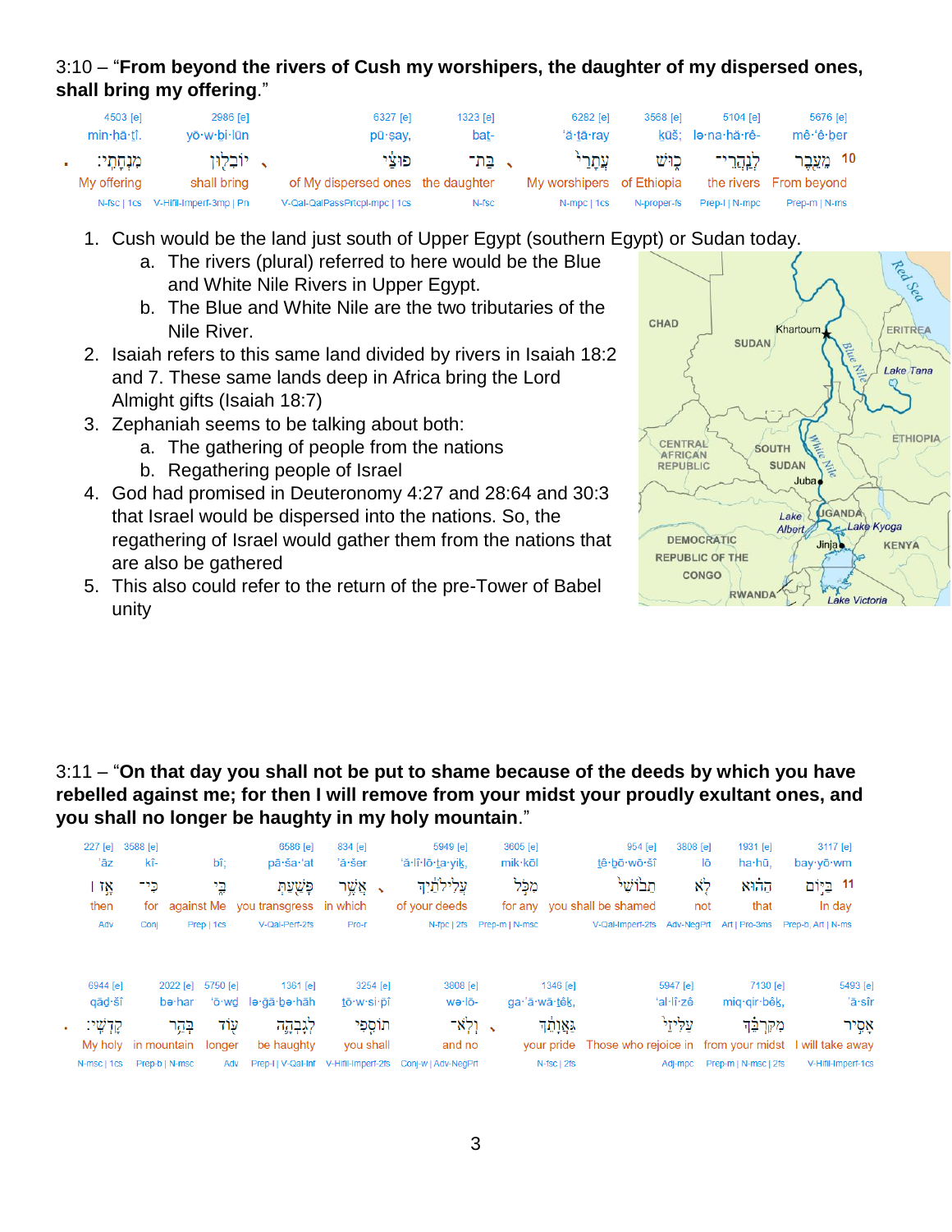3:10 – "**From beyond the rivers of Cush my worshipers, the daughter of my dispersed ones, shall bring my offering**."

| 4503 [e] | 2986 [e] | 6327 [e] | 1323 [e] | 6282 [e] | 3568 [e] | 5104 [e] | 5676 [e] |
|---|---|---|---|---|---|---|---|
| min·ḥā·ṯî. | yō·w·ḇi·lūn | pū·ṣay, | bat- | ‘ă·ṯā·ray | kūš; | lə·na·hă·rê- | mê·‘ê·ḇer |
| מִנְחָתִֽי׃ | יוֹבִל֖וּן | פּוּצַ֔י | בַּת־ | עֲתָרַי֙ | כ֑וּשׁ | לְנַהֲרֵי־ | מֵעֵ֖בֶר 10 |
| My offering | shall bring | of My dispersed ones | the daughter | My worshipers | of Ethiopia | the rivers | From beyond |
| N-fsc &#124; 1cs | V-Hifil-Imperf-3mp &#124; Pn | V-Qal-QalPassPrtcpl-mpc &#124; 1cs | N-fsc | N-mpc &#124; 1cs | N-proper-fs | Prep-l &#124; N-mpc | Prep-m &#124; N-ms |

1. Cush would be the land just south of Upper Egypt (southern Egypt) or Sudan today.
   a. The rivers (plural) referred to here would be the Blue and White Nile Rivers in Upper Egypt.
   b. The Blue and White Nile are the two tributaries of the Nile River.
2. Isaiah refers to this same land divided by rivers in Isaiah 18:2 and 7. These same lands deep in Africa bring the Lord Almight gifts (Isaiah 18:7)
3. Zephaniah seems to be talking about both:
   a. The gathering of people from the nations
   b. Regathering people of Israel
4. God had promised in Deuteronomy 4:27 and 28:64 and 30:3 that Israel would be dispersed into the nations. So, the regathering of Israel would gather them from the nations that are also be gathered
5. This also could refer to the return of the pre-Tower of Babel unity

3:11 – "**On that day you shall not be put to shame because of the deeds by which you have rebelled against me; for then I will remove from your midst your proudly exultant ones, and you shall no longer be haughty in my holy mountain**."

| 227 [e] | 3588 [e] | | 6586 [e] | 834 [e] | 5949 [e] | 3605 [e] | 954 [e] | 3808 [e] | 1931 [e] | 3117 [e] |
|---|---|---|---|---|---|---|---|---|---|---|
| ’āz | kî- | bî; | pā·ša·‘at | ’ă·šer | ‘ă·lî·lō·ṯa·yiḵ, | mik·kōl | ṯê·ḇō·wō·šî | lō | ha·hū, | bay·yō·wm |
| אָ֣ז ׀ | כִּי־ | בִּ֑י | פָּשַׁ֖עַתְּ | אֲשֶׁ֣ר | עֲלִילֹתַ֔יִךְ | מִכֹּל֙ | תֵב֗וֹשִׁי | לֹ֣א | הַה֗וּא | בַּיּ֣וֹם 11 |
| then | for | against Me | you transgress | in which | of your deeds | for any | you shall be shamed | not | that | In day |
| Adv | Conj | Prep &#124; 1cs | V-Qal-Perf-2fs | Pro-r | N-fpc &#124; 2fs | Prep-m &#124; N-msc | V-Qal-Imperf-2fs | Adv-NegPrt | Art &#124; Pro-3ms | Prep-b, Art &#124; N-ms |

| 6944 [e] | 2022 [e] | 5750 [e] | 1361 [e] | 3254 [e] | 3808 [e] | 1346 [e] | 5947 [e] | 7130 [e] | 5493 [e] |
|---|---|---|---|---|---|---|---|---|---|
| qāḏ·šî | bə·har | ‘ō·wḏ | lə·ḡā·ḇə·hāh | ṯō·w·si·pî | wə·lō- | ga·’ă·wā·ṯêḵ, | ‘al·lî·zê | miq·qir·bêḵ, | ’ā·sîr |
| קָדְשִֽׁי׃ | בְּהַ֖ר | ע֖וֹד | לְגָבְהָ֥ה | תוֹסִ֛פִי | וְלֹא־ | גַּאֲוָתֵ֔ךְ | עַלִּיזֵי֙ | מִקִּרְבֵּ֗ךְ | אָסִ֣יר |
| My holy | in mountain | longer | be haughty | you shall | and no | your pride | Those who rejoice in | from your midst | I will take away |
| N-msc &#124; 1cs | Prep-b &#124; N-msc | Adv | Prep-l &#124; V-Qal-Inf | V-Hifil-Imperf-2fs | Conj-w &#124; Adv-NegPrt | N-fsc &#124; 2fs | Adj-mpc | Prep-m &#124; N-msc &#124; 2fs | V-Hifil-Imperf-1cs |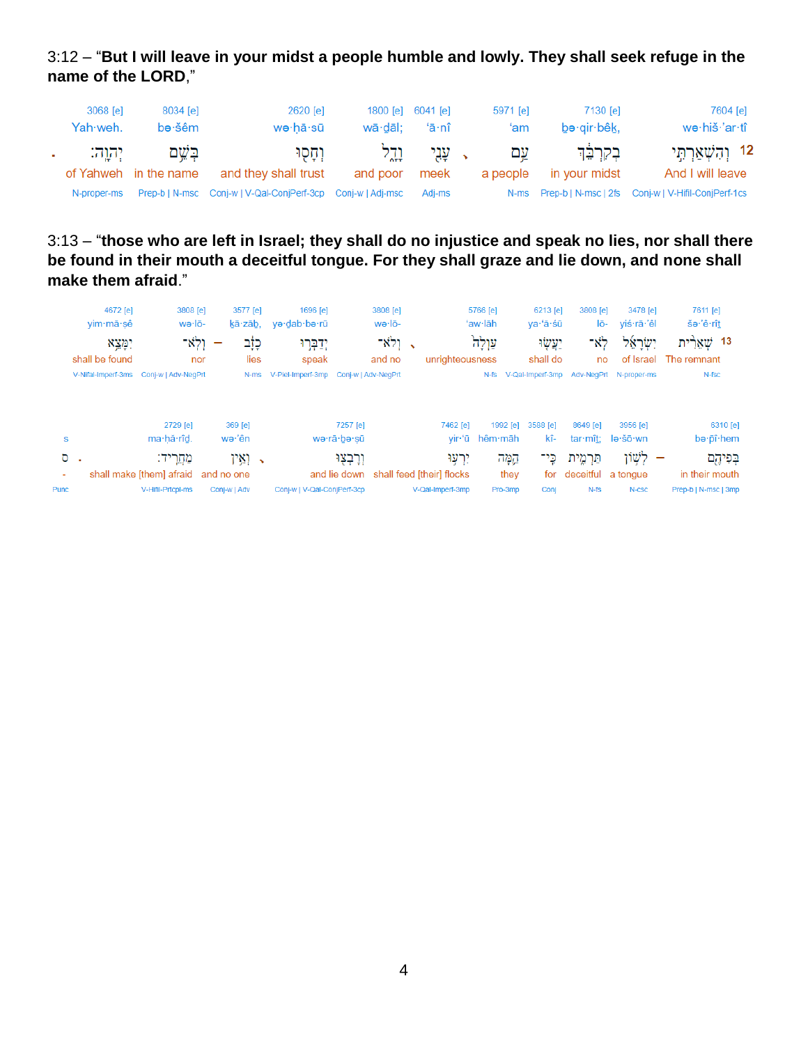3:12 – "**But I will leave in your midst a people humble and lowly. They shall seek refuge in the name of the LORD**,"

| | | | | | | | | |
|---|---|---|---|---|---|---|---|---|
| 3068 [e] | 8034 [e] | 2620 [e] | 1800 [e] | 6041 [e] | 5971 [e] | 7130 [e] | 7604 [e] | |
| Yah·weh. | bə·šêm | wə·ḥā·sū | wā·ḏāl; | 'ā·nî | 'am | bə·qir·bêḵ, | wə·hiš·'ar·tî | |
| יְהוָֽה׃ . | בְּשֵׁ֖ם | וְחָס֖וּ | וָדָ֑ל | עָנִ֣י ، | עַ֥ם | בְקִרְבֵּ֔ךְ | וְהִשְׁאַרְתִּ֣י | 12 |
| of Yahweh | in the name | and they shall trust | and poor | meek | a people | in your midst | And I will leave | |
| N-proper-ms | Prep-b \| N-msc | Conj-w \| V-Qal-ConjPerf-3cp | Conj-w \| Adj-msc | Adj-ms | N-ms | Prep-b \| N-msc \| 2fs | Conj-w \| V-Hifil-ConjPerf-1cs | |

3:13 – "**those who are left in Israel; they shall do no injustice and speak no lies, nor shall there be found in their mouth a deceitful tongue. For they shall graze and lie down, and none shall make them afraid**."

| | | | | | | | | | | |
|---|---|---|---|---|---|---|---|---|---|---|
| 4672 [e] | 3808 [e] | 3577 [e] | 1696 [e] | 3808 [e] | 5766 [e] | 6213 [e] | 3808 [e] | 3478 [e] | 7611 [e] | |
| yim·mā·ṣê | wə·lō- | ḵā·zāḇ, | yə·ḏab·bə·rū | wə·lō- | 'aw·lāh | ya·'ă·śū | lō- | yiś·rā·'êl | šə·'ê·rîṯ | |
| יִמָּצֵ֛א | וְלֹֽא־ – | כָזָ֔ב | יְדַבְּר֣וּ | וְלֹא־ ، | עַוְלָה֙ | יַעֲשׂ֤וּ | לֹֽא־ | יִשְׂרָאֵ֜ל | שְׁאֵרִ֨ית | 13 |
| shall be found | nor | lies | speak | and no | unrighteousness | shall do | no | of Israel | The remnant | |
| V-Nifal-Imperf-3ms | Conj-w \| Adv-NegPrt | N-ms | V-Piel-Imperf-3mp | Conj-w \| Adv-NegPrt | N-fs | V-Qal-Imperf-3mp | Adv-NegPrt | N-proper-ms | N-fsc | |

| | | | | | | | | | | |
|---|---|---|---|---|---|---|---|---|---|---|
| | 2729 [e] | 369 [e] | 7257 [e] | 7462 [e] | 1992 [e] | 3588 [e] | 8649 [e] | 3956 [e] | 6310 [e] | |
| s | ma·ḥă·rîḏ. | wə·'ên | wə·rā·ḇə·ṣū | yir·'ū | hêm·māh | kî- | tar·mîṯ; | lə·šō·wn | bə·p̄î·hem | |
| ס . | מַחֲרִֽיד׃ | וְאֵ֥ין ، | וְרָבְצ֖וּ | יִרְע֥וּ | הֵ֛מָּה | כִּי־ | תַּרְמִ֑ית | לְשׁ֣וֹן – | בְּפִיהֶ֖ם | |
| - | shall make [them] afraid | and no one | and lie down | shall feed [their] flocks | they | for | deceitful | a tongue | in their mouth | |
| Punc | V-Hifil-Prtcpl-ms | Conj-w \| Adv | Conj-w \| V-Qal-ConjPerf-3cp | V-Qal-Imperf-3mp | Pro-3mp | Conj | N-fs | N-csc | Prep-b \| N-msc \| 3mp | |